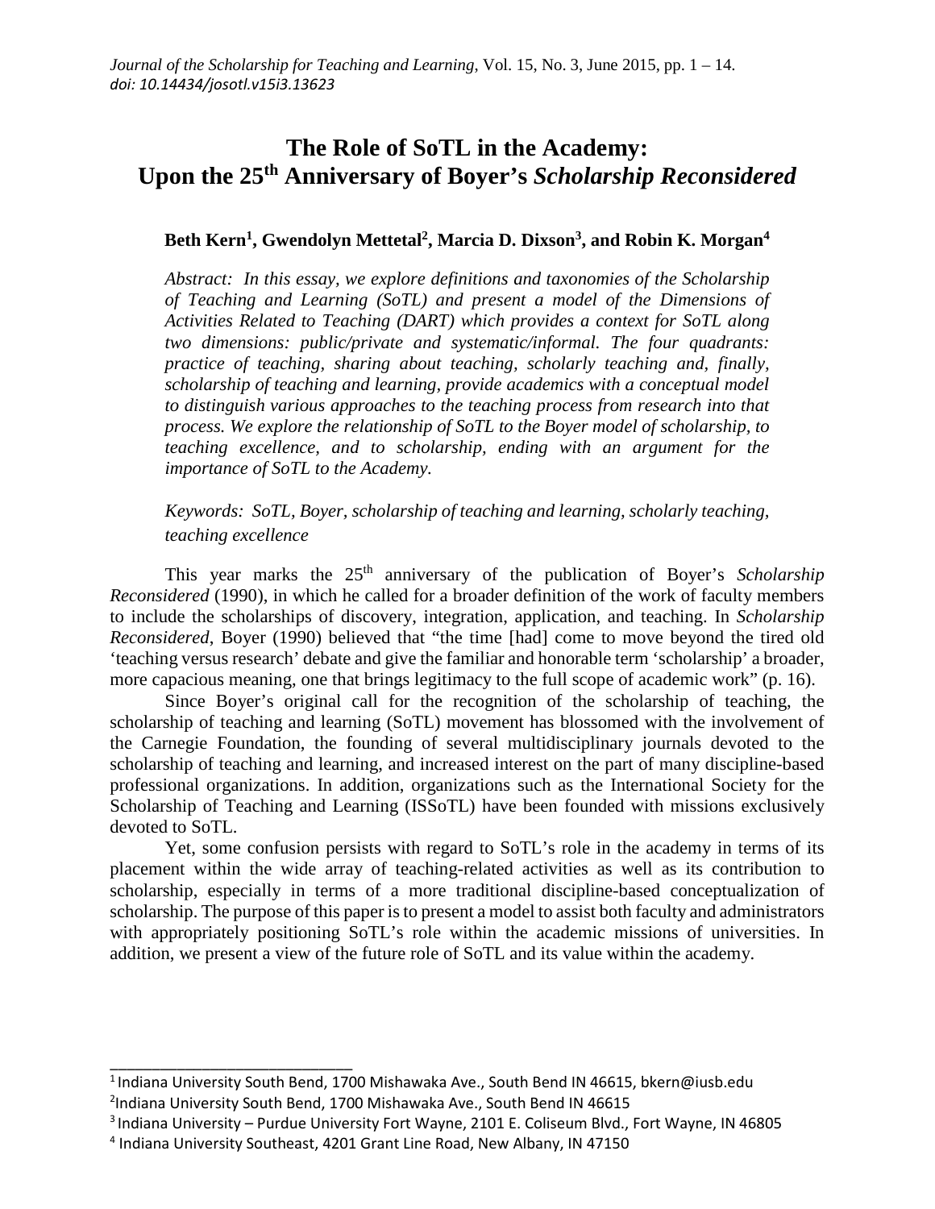# The Role of SoTL in the Academy: Upon the 25th Anniversary of Boyer's *Scholarship Reconsidered*

**Beth Kern[1], Gwendolyn Mettetal[2], Marcia D. Dixson[3], and Robin K. Morgan[4]**

*Abstract: In this essay, we explore definitions and taxonomies of the Scholarship of Teaching and Learning (SoTL) and present a model of the Dimensions of Activities Related to Teaching (DART) which provides a context for SoTL along two dimensions: public/private and systematic/informal. The four quadrants: practice of teaching, sharing about teaching, scholarly teaching and, finally, scholarship of teaching and learning, provide academics with a conceptual model to distinguish various approaches to the teaching process from research into that process. We explore the relationship of SoTL to the Boyer model of scholarship, to teaching excellence, and to scholarship, ending with an argument for the importance of SoTL to the Academy.*

*Keywords: SoTL, Boyer, scholarship of teaching and learning, scholarly teaching, teaching excellence*

This year marks the 25th anniversary of the publication of Boyer's *Scholarship Reconsidered* (1990), in which he called for a broader definition of the work of faculty members to include the scholarships of discovery, integration, application, and teaching. In *Scholarship Reconsidered*, Boyer (1990) believed that "the time [had] come to move beyond the tired old 'teaching versus research' debate and give the familiar and honorable term 'scholarship' a broader, more capacious meaning, one that brings legitimacy to the full scope of academic work" (p. 16).

Since Boyer's original call for the recognition of the scholarship of teaching, the scholarship of teaching and learning (SoTL) movement has blossomed with the involvement of the Carnegie Foundation, the founding of several multidisciplinary journals devoted to the scholarship of teaching and learning, and increased interest on the part of many discipline-based professional organizations. In addition, organizations such as the International Society for the Scholarship of Teaching and Learning (ISSoTL) have been founded with missions exclusively devoted to SoTL.

Yet, some confusion persists with regard to SoTL's role in the academy in terms of its placement within the wide array of teaching-related activities as well as its contribution to scholarship, especially in terms of a more traditional discipline-based conceptualization of scholarship. The purpose of this paper is to present a model to assist both faculty and administrators with appropriately positioning SoTL's role within the academic missions of universities. In addition, we present a view of the future role of SoTL and its value within the academy.

---

[1] Indiana University South Bend, 1700 Mishawaka Ave., South Bend IN 46615, bkern@iusb.edu

[2] Indiana University South Bend, 1700 Mishawaka Ave., South Bend IN 46615

[3] Indiana University – Purdue University Fort Wayne, 2101 E. Coliseum Blvd., Fort Wayne, IN 46805

[4] Indiana University Southeast, 4201 Grant Line Road, New Albany, IN 47150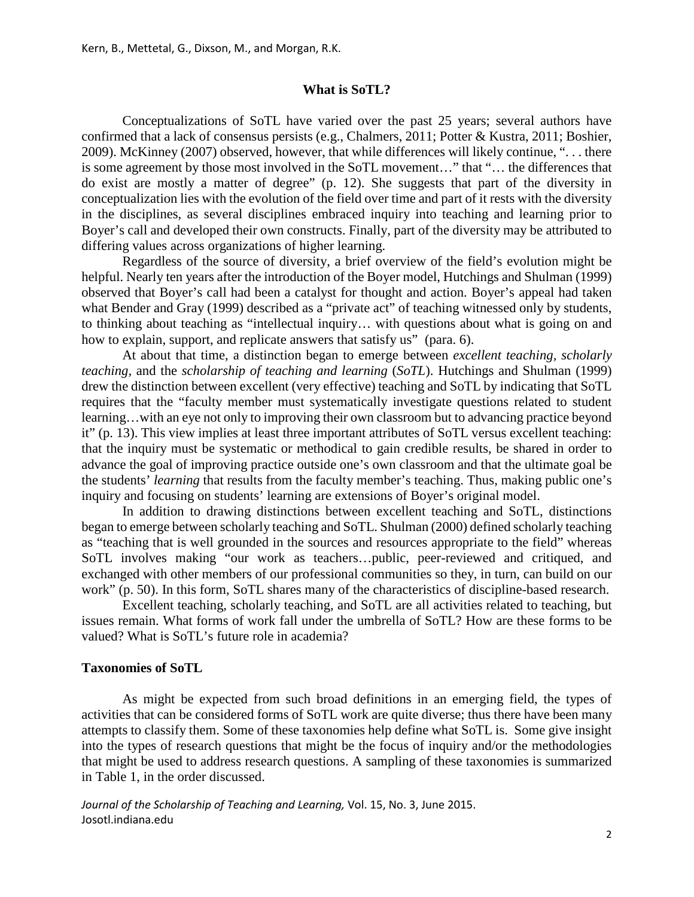## What is SoTL?

Conceptualizations of SoTL have varied over the past 25 years; several authors have confirmed that a lack of consensus persists (e.g., Chalmers, 2011; Potter & Kustra, 2011; Boshier, 2009). McKinney (2007) observed, however, that while differences will likely continue, ". . . there is some agreement by those most involved in the SoTL movement…" that "… the differences that do exist are mostly a matter of degree" (p. 12). She suggests that part of the diversity in conceptualization lies with the evolution of the field over time and part of it rests with the diversity in the disciplines, as several disciplines embraced inquiry into teaching and learning prior to Boyer's call and developed their own constructs. Finally, part of the diversity may be attributed to differing values across organizations of higher learning.

Regardless of the source of diversity, a brief overview of the field's evolution might be helpful. Nearly ten years after the introduction of the Boyer model, Hutchings and Shulman (1999) observed that Boyer's call had been a catalyst for thought and action. Boyer's appeal had taken what Bender and Gray (1999) described as a "private act" of teaching witnessed only by students, to thinking about teaching as "intellectual inquiry… with questions about what is going on and how to explain, support, and replicate answers that satisfy us" (para. 6).

At about that time, a distinction began to emerge between *excellent teaching*, *scholarly teaching*, and the *scholarship of teaching and learning* (*SoTL*). Hutchings and Shulman (1999) drew the distinction between excellent (very effective) teaching and SoTL by indicating that SoTL requires that the "faculty member must systematically investigate questions related to student learning…with an eye not only to improving their own classroom but to advancing practice beyond it" (p. 13). This view implies at least three important attributes of SoTL versus excellent teaching: that the inquiry must be systematic or methodical to gain credible results, be shared in order to advance the goal of improving practice outside one's own classroom and that the ultimate goal be the students' *learning* that results from the faculty member's teaching. Thus, making public one's inquiry and focusing on students' learning are extensions of Boyer's original model.

In addition to drawing distinctions between excellent teaching and SoTL, distinctions began to emerge between scholarly teaching and SoTL. Shulman (2000) defined scholarly teaching as "teaching that is well grounded in the sources and resources appropriate to the field" whereas SoTL involves making "our work as teachers…public, peer-reviewed and critiqued, and exchanged with other members of our professional communities so they, in turn, can build on our work" (p. 50). In this form, SoTL shares many of the characteristics of discipline-based research.

Excellent teaching, scholarly teaching, and SoTL are all activities related to teaching, but issues remain. What forms of work fall under the umbrella of SoTL? How are these forms to be valued? What is SoTL's future role in academia?

## Taxonomies of SoTL

As might be expected from such broad definitions in an emerging field, the types of activities that can be considered forms of SoTL work are quite diverse; thus there have been many attempts to classify them. Some of these taxonomies help define what SoTL is. Some give insight into the types of research questions that might be the focus of inquiry and/or the methodologies that might be used to address research questions. A sampling of these taxonomies is summarized in Table 1, in the order discussed.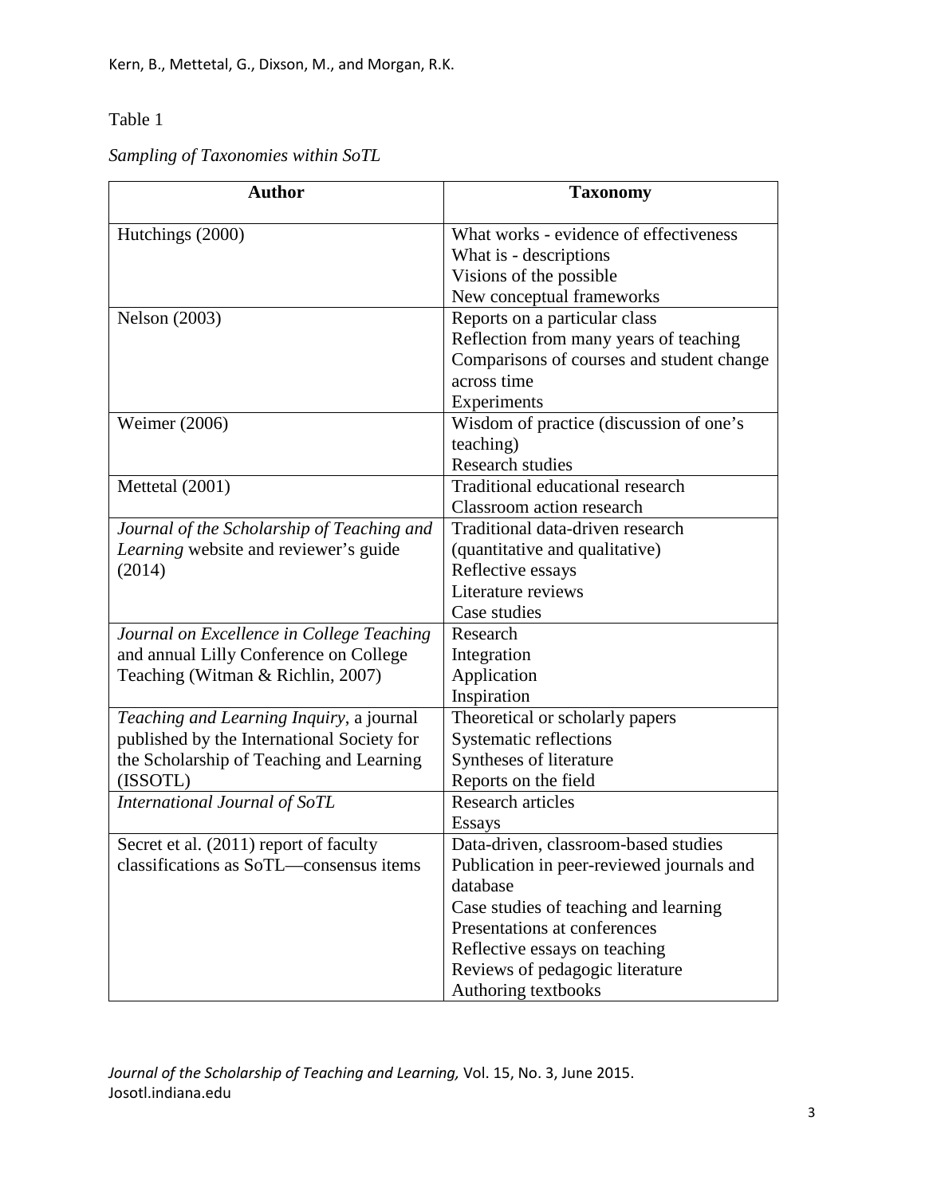Table 1

*Sampling of Taxonomies within SoTL*

| Author | Taxonomy |
|---|---|
| Hutchings (2000) | What works - evidence of effectiveness<br>What is - descriptions<br>Visions of the possible<br>New conceptual frameworks |
| Nelson (2003) | Reports on a particular class<br>Reflection from many years of teaching<br>Comparisons of courses and student change across time<br>Experiments |
| Weimer (2006) | Wisdom of practice (discussion of one's teaching)<br>Research studies |
| Mettetal (2001) | Traditional educational research<br>Classroom action research |
| *Journal of the Scholarship of Teaching and Learning* website and reviewer's guide (2014) | Traditional data-driven research (quantitative and qualitative)<br>Reflective essays<br>Literature reviews<br>Case studies |
| *Journal on Excellence in College Teaching* and annual Lilly Conference on College Teaching (Witman & Richlin, 2007) | Research<br>Integration<br>Application<br>Inspiration |
| *Teaching and Learning Inquiry*, a journal published by the International Society for the Scholarship of Teaching and Learning (ISSOTL) | Theoretical or scholarly papers<br>Systematic reflections<br>Syntheses of literature<br>Reports on the field |
| *International Journal of SoTL* | Research articles<br>Essays |
| Secret et al. (2011) report of faculty classifications as SoTL—consensus items | Data-driven, classroom-based studies<br>Publication in peer-reviewed journals and database<br>Case studies of teaching and learning<br>Presentations at conferences<br>Reflective essays on teaching<br>Reviews of pedagogic literature<br>Authoring textbooks |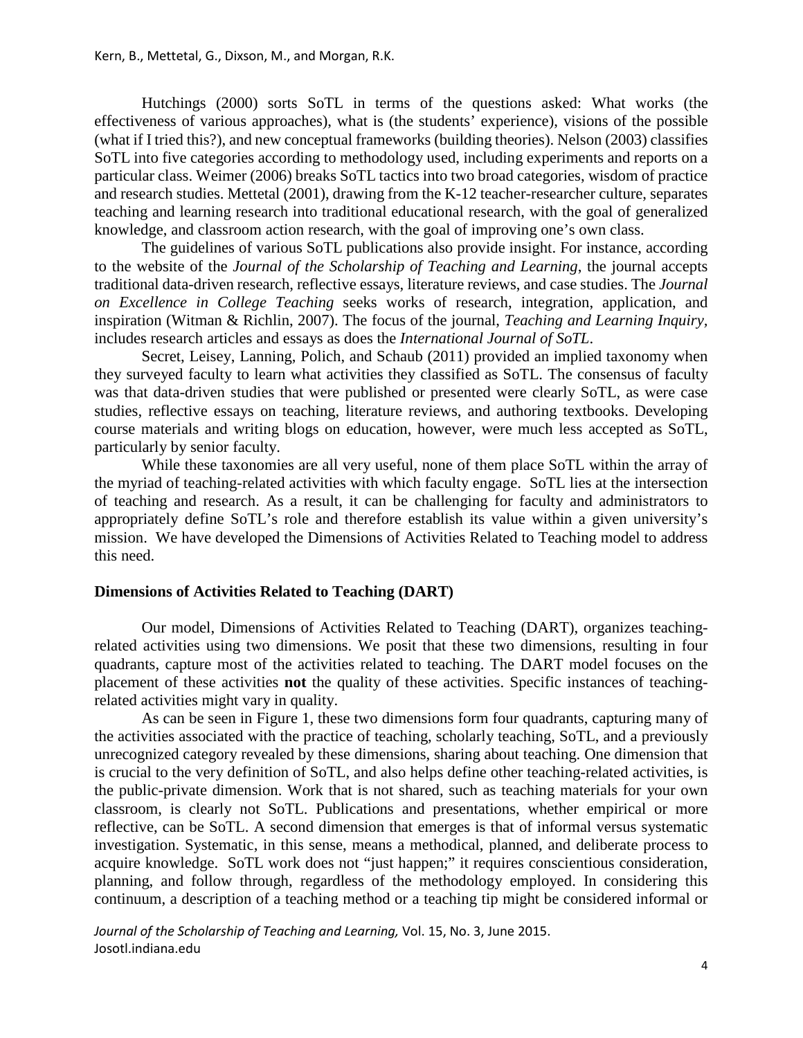Hutchings (2000) sorts SoTL in terms of the questions asked: What works (the effectiveness of various approaches), what is (the students' experience), visions of the possible (what if I tried this?), and new conceptual frameworks (building theories). Nelson (2003) classifies SoTL into five categories according to methodology used, including experiments and reports on a particular class. Weimer (2006) breaks SoTL tactics into two broad categories, wisdom of practice and research studies. Mettetal (2001), drawing from the K-12 teacher-researcher culture, separates teaching and learning research into traditional educational research, with the goal of generalized knowledge, and classroom action research, with the goal of improving one's own class.

The guidelines of various SoTL publications also provide insight. For instance, according to the website of the *Journal of the Scholarship of Teaching and Learning*, the journal accepts traditional data-driven research, reflective essays, literature reviews, and case studies. The *Journal on Excellence in College Teaching* seeks works of research, integration, application, and inspiration (Witman & Richlin, 2007). The focus of the journal, *Teaching and Learning Inquiry,* includes research articles and essays as does the *International Journal of SoTL*.

Secret, Leisey, Lanning, Polich, and Schaub (2011) provided an implied taxonomy when they surveyed faculty to learn what activities they classified as SoTL. The consensus of faculty was that data-driven studies that were published or presented were clearly SoTL, as were case studies, reflective essays on teaching, literature reviews, and authoring textbooks. Developing course materials and writing blogs on education, however, were much less accepted as SoTL, particularly by senior faculty.

While these taxonomies are all very useful, none of them place SoTL within the array of the myriad of teaching-related activities with which faculty engage. SoTL lies at the intersection of teaching and research. As a result, it can be challenging for faculty and administrators to appropriately define SoTL's role and therefore establish its value within a given university's mission. We have developed the Dimensions of Activities Related to Teaching model to address this need.

## Dimensions of Activities Related to Teaching (DART)

Our model, Dimensions of Activities Related to Teaching (DART), organizes teaching-related activities using two dimensions. We posit that these two dimensions, resulting in four quadrants, capture most of the activities related to teaching. The DART model focuses on the placement of these activities **not** the quality of these activities. Specific instances of teaching-related activities might vary in quality.

As can be seen in Figure 1, these two dimensions form four quadrants, capturing many of the activities associated with the practice of teaching, scholarly teaching, SoTL, and a previously unrecognized category revealed by these dimensions, sharing about teaching. One dimension that is crucial to the very definition of SoTL, and also helps define other teaching-related activities, is the public-private dimension. Work that is not shared, such as teaching materials for your own classroom, is clearly not SoTL. Publications and presentations, whether empirical or more reflective, can be SoTL. A second dimension that emerges is that of informal versus systematic investigation. Systematic, in this sense, means a methodical, planned, and deliberate process to acquire knowledge. SoTL work does not "just happen;" it requires conscientious consideration, planning, and follow through, regardless of the methodology employed. In considering this continuum, a description of a teaching method or a teaching tip might be considered informal or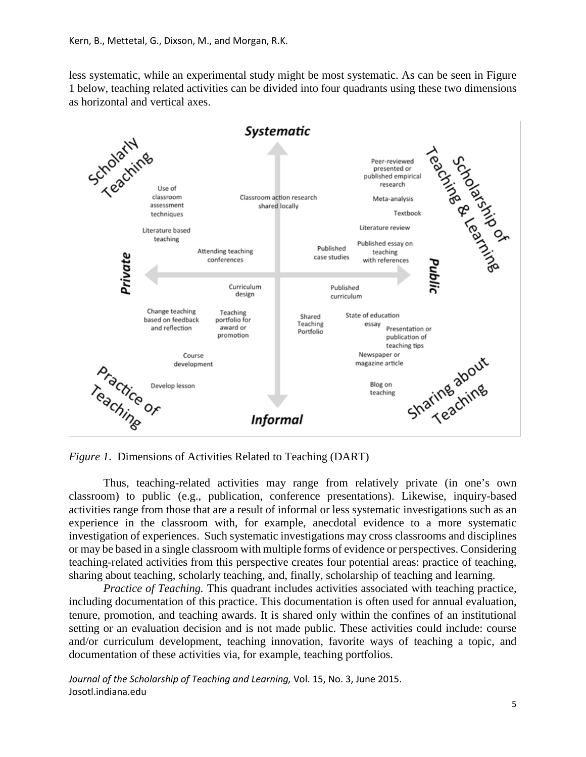less systematic, while an experimental study might be most systematic. As can be seen in Figure 1 below, teaching related activities can be divided into four quadrants using these two dimensions as horizontal and vertical axes.

*Figure 1.* Dimensions of Activities Related to Teaching (DART)

Thus, teaching-related activities may range from relatively private (in one's own classroom) to public (e.g., publication, conference presentations). Likewise, inquiry-based activities range from those that are a result of informal or less systematic investigations such as an experience in the classroom with, for example, anecdotal evidence to a more systematic investigation of experiences. Such systematic investigations may cross classrooms and disciplines or may be based in a single classroom with multiple forms of evidence or perspectives. Considering teaching-related activities from this perspective creates four potential areas: practice of teaching, sharing about teaching, scholarly teaching, and, finally, scholarship of teaching and learning.

*Practice of Teaching.* This quadrant includes activities associated with teaching practice, including documentation of this practice. This documentation is often used for annual evaluation, tenure, promotion, and teaching awards. It is shared only within the confines of an institutional setting or an evaluation decision and is not made public. These activities could include: course and/or curriculum development, teaching innovation, favorite ways of teaching a topic, and documentation of these activities via, for example, teaching portfolios.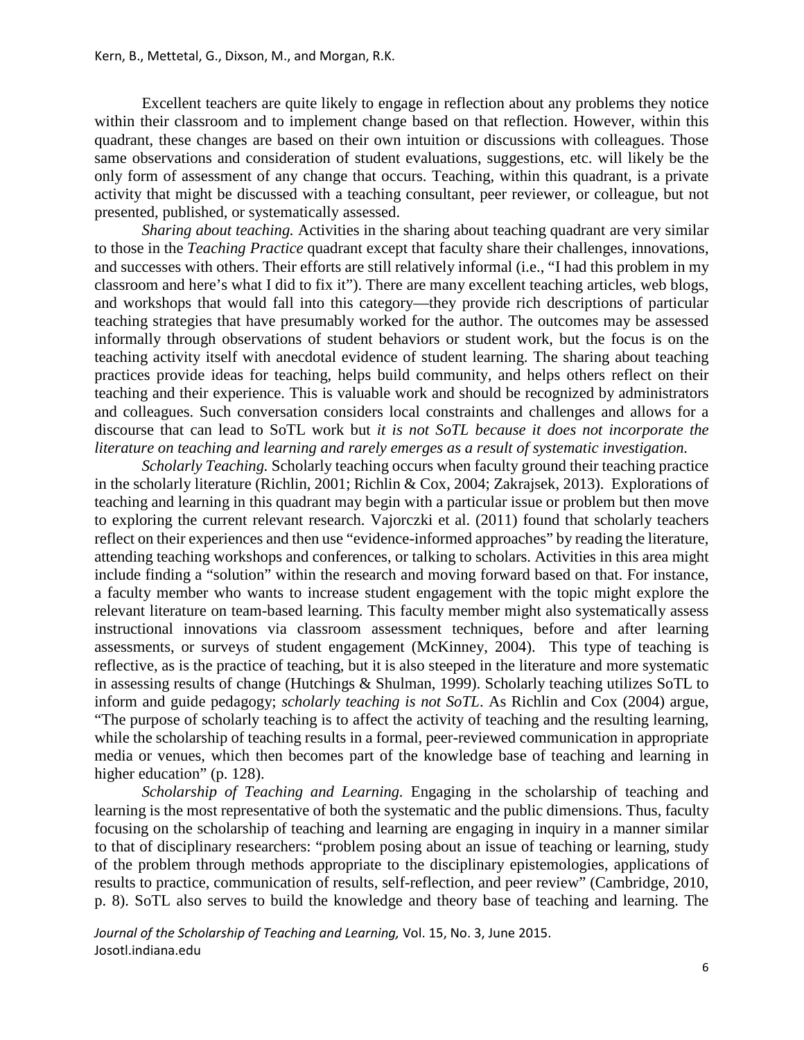Excellent teachers are quite likely to engage in reflection about any problems they notice within their classroom and to implement change based on that reflection. However, within this quadrant, these changes are based on their own intuition or discussions with colleagues. Those same observations and consideration of student evaluations, suggestions, etc. will likely be the only form of assessment of any change that occurs. Teaching, within this quadrant, is a private activity that might be discussed with a teaching consultant, peer reviewer, or colleague, but not presented, published, or systematically assessed.

*Sharing about teaching.* Activities in the sharing about teaching quadrant are very similar to those in the *Teaching Practice* quadrant except that faculty share their challenges, innovations, and successes with others. Their efforts are still relatively informal (i.e., "I had this problem in my classroom and here's what I did to fix it"). There are many excellent teaching articles, web blogs, and workshops that would fall into this category—they provide rich descriptions of particular teaching strategies that have presumably worked for the author. The outcomes may be assessed informally through observations of student behaviors or student work, but the focus is on the teaching activity itself with anecdotal evidence of student learning. The sharing about teaching practices provide ideas for teaching, helps build community, and helps others reflect on their teaching and their experience. This is valuable work and should be recognized by administrators and colleagues. Such conversation considers local constraints and challenges and allows for a discourse that can lead to SoTL work but *it is not SoTL because it does not incorporate the literature on teaching and learning and rarely emerges as a result of systematic investigation.*

*Scholarly Teaching.* Scholarly teaching occurs when faculty ground their teaching practice in the scholarly literature (Richlin, 2001; Richlin & Cox, 2004; Zakrajsek, 2013). Explorations of teaching and learning in this quadrant may begin with a particular issue or problem but then move to exploring the current relevant research. Vajorczki et al. (2011) found that scholarly teachers reflect on their experiences and then use "evidence-informed approaches" by reading the literature, attending teaching workshops and conferences, or talking to scholars. Activities in this area might include finding a "solution" within the research and moving forward based on that. For instance, a faculty member who wants to increase student engagement with the topic might explore the relevant literature on team-based learning. This faculty member might also systematically assess instructional innovations via classroom assessment techniques, before and after learning assessments, or surveys of student engagement (McKinney, 2004). This type of teaching is reflective, as is the practice of teaching, but it is also steeped in the literature and more systematic in assessing results of change (Hutchings & Shulman, 1999). Scholarly teaching utilizes SoTL to inform and guide pedagogy; *scholarly teaching is not SoTL*. As Richlin and Cox (2004) argue, "The purpose of scholarly teaching is to affect the activity of teaching and the resulting learning, while the scholarship of teaching results in a formal, peer-reviewed communication in appropriate media or venues, which then becomes part of the knowledge base of teaching and learning in higher education" (p. 128).

*Scholarship of Teaching and Learning.* Engaging in the scholarship of teaching and learning is the most representative of both the systematic and the public dimensions. Thus, faculty focusing on the scholarship of teaching and learning are engaging in inquiry in a manner similar to that of disciplinary researchers: "problem posing about an issue of teaching or learning, study of the problem through methods appropriate to the disciplinary epistemologies, applications of results to practice, communication of results, self-reflection, and peer review" (Cambridge, 2010, p. 8). SoTL also serves to build the knowledge and theory base of teaching and learning. The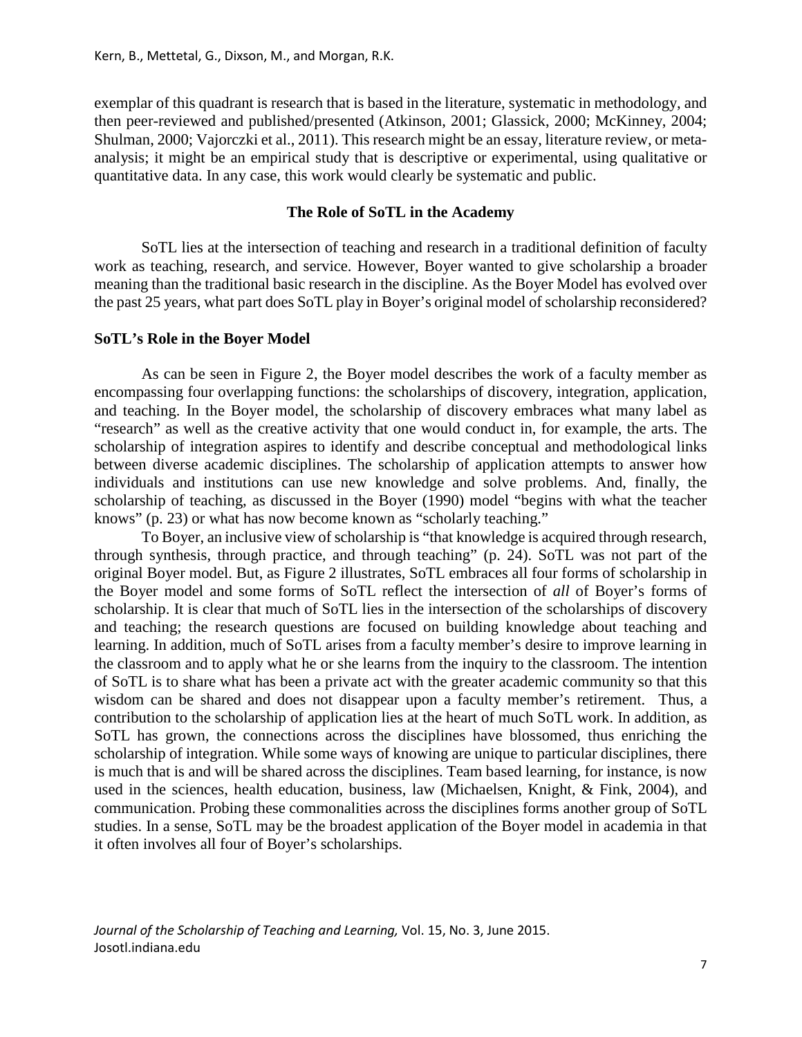exemplar of this quadrant is research that is based in the literature, systematic in methodology, and then peer-reviewed and published/presented (Atkinson, 2001; Glassick, 2000; McKinney, 2004; Shulman, 2000; Vajorczki et al., 2011). This research might be an essay, literature review, or meta-analysis; it might be an empirical study that is descriptive or experimental, using qualitative or quantitative data. In any case, this work would clearly be systematic and public.

## The Role of SoTL in the Academy

SoTL lies at the intersection of teaching and research in a traditional definition of faculty work as teaching, research, and service. However, Boyer wanted to give scholarship a broader meaning than the traditional basic research in the discipline. As the Boyer Model has evolved over the past 25 years, what part does SoTL play in Boyer's original model of scholarship reconsidered?

### SoTL's Role in the Boyer Model

As can be seen in Figure 2, the Boyer model describes the work of a faculty member as encompassing four overlapping functions: the scholarships of discovery, integration, application, and teaching. In the Boyer model, the scholarship of discovery embraces what many label as "research" as well as the creative activity that one would conduct in, for example, the arts. The scholarship of integration aspires to identify and describe conceptual and methodological links between diverse academic disciplines. The scholarship of application attempts to answer how individuals and institutions can use new knowledge and solve problems. And, finally, the scholarship of teaching, as discussed in the Boyer (1990) model "begins with what the teacher knows" (p. 23) or what has now become known as "scholarly teaching."

To Boyer, an inclusive view of scholarship is "that knowledge is acquired through research, through synthesis, through practice, and through teaching" (p. 24). SoTL was not part of the original Boyer model. But, as Figure 2 illustrates, SoTL embraces all four forms of scholarship in the Boyer model and some forms of SoTL reflect the intersection of *all* of Boyer's forms of scholarship. It is clear that much of SoTL lies in the intersection of the scholarships of discovery and teaching; the research questions are focused on building knowledge about teaching and learning. In addition, much of SoTL arises from a faculty member's desire to improve learning in the classroom and to apply what he or she learns from the inquiry to the classroom. The intention of SoTL is to share what has been a private act with the greater academic community so that this wisdom can be shared and does not disappear upon a faculty member's retirement. Thus, a contribution to the scholarship of application lies at the heart of much SoTL work. In addition, as SoTL has grown, the connections across the disciplines have blossomed, thus enriching the scholarship of integration. While some ways of knowing are unique to particular disciplines, there is much that is and will be shared across the disciplines. Team based learning, for instance, is now used in the sciences, health education, business, law (Michaelsen, Knight, & Fink, 2004), and communication. Probing these commonalities across the disciplines forms another group of SoTL studies. In a sense, SoTL may be the broadest application of the Boyer model in academia in that it often involves all four of Boyer's scholarships.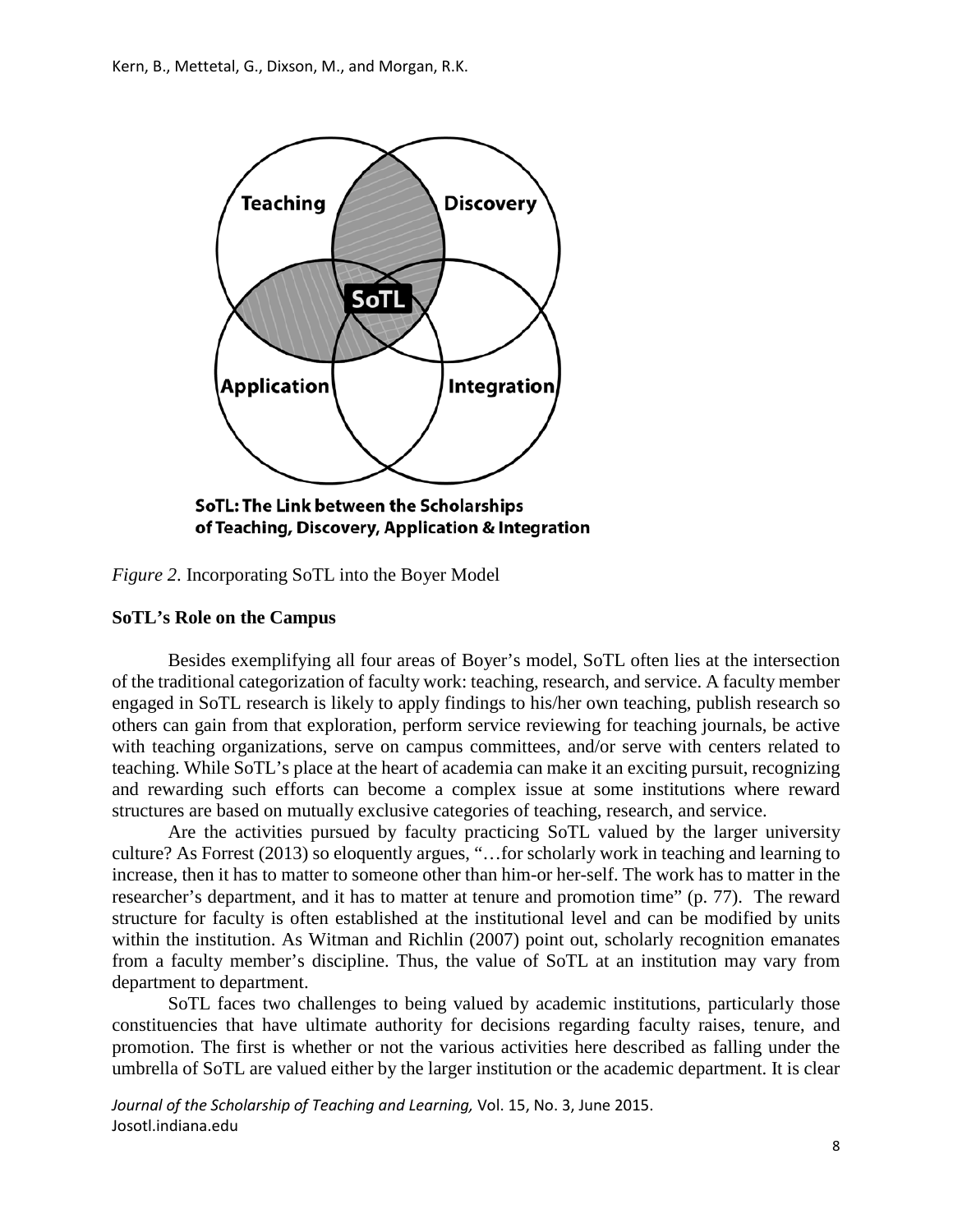SoTL: The Link between the Scholarships of Teaching, Discovery, Application & Integration

*Figure 2*. Incorporating SoTL into the Boyer Model

**SoTL's Role on the Campus**

Besides exemplifying all four areas of Boyer's model, SoTL often lies at the intersection of the traditional categorization of faculty work: teaching, research, and service. A faculty member engaged in SoTL research is likely to apply findings to his/her own teaching, publish research so others can gain from that exploration, perform service reviewing for teaching journals, be active with teaching organizations, serve on campus committees, and/or serve with centers related to teaching. While SoTL's place at the heart of academia can make it an exciting pursuit, recognizing and rewarding such efforts can become a complex issue at some institutions where reward structures are based on mutually exclusive categories of teaching, research, and service.

Are the activities pursued by faculty practicing SoTL valued by the larger university culture? As Forrest (2013) so eloquently argues, "…for scholarly work in teaching and learning to increase, then it has to matter to someone other than him-or her-self. The work has to matter in the researcher's department, and it has to matter at tenure and promotion time" (p. 77). The reward structure for faculty is often established at the institutional level and can be modified by units within the institution. As Witman and Richlin (2007) point out, scholarly recognition emanates from a faculty member's discipline. Thus, the value of SoTL at an institution may vary from department to department.

SoTL faces two challenges to being valued by academic institutions, particularly those constituencies that have ultimate authority for decisions regarding faculty raises, tenure, and promotion. The first is whether or not the various activities here described as falling under the umbrella of SoTL are valued either by the larger institution or the academic department. It is clear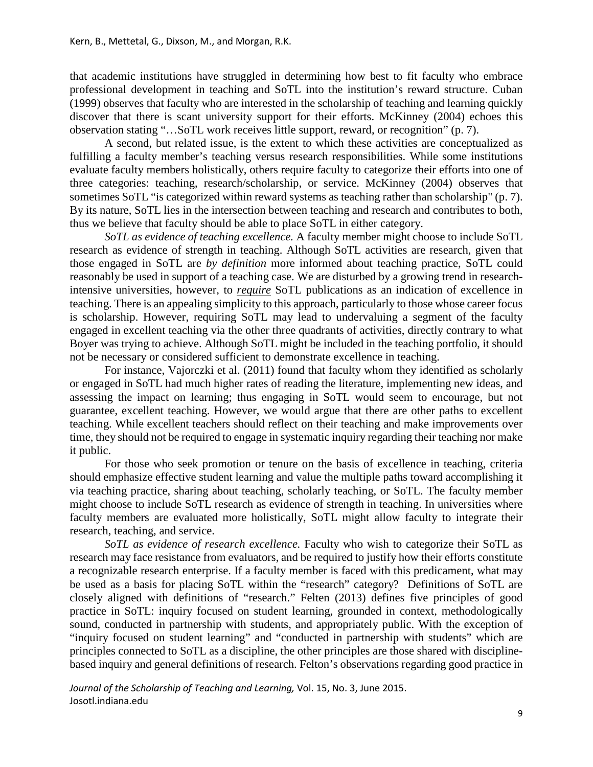that academic institutions have struggled in determining how best to fit faculty who embrace professional development in teaching and SoTL into the institution's reward structure. Cuban (1999) observes that faculty who are interested in the scholarship of teaching and learning quickly discover that there is scant university support for their efforts. McKinney (2004) echoes this observation stating "…SoTL work receives little support, reward, or recognition" (p. 7).

A second, but related issue, is the extent to which these activities are conceptualized as fulfilling a faculty member's teaching versus research responsibilities. While some institutions evaluate faculty members holistically, others require faculty to categorize their efforts into one of three categories: teaching, research/scholarship, or service. McKinney (2004) observes that sometimes SoTL "is categorized within reward systems as teaching rather than scholarship" (p. 7). By its nature, SoTL lies in the intersection between teaching and research and contributes to both, thus we believe that faculty should be able to place SoTL in either category.

*SoTL as evidence of teaching excellence.* A faculty member might choose to include SoTL research as evidence of strength in teaching. Although SoTL activities are research, given that those engaged in SoTL are *by definition* more informed about teaching practice, SoTL could reasonably be used in support of a teaching case. We are disturbed by a growing trend in research-intensive universities, however, to ***require*** SoTL publications as an indication of excellence in teaching. There is an appealing simplicity to this approach, particularly to those whose career focus is scholarship. However, requiring SoTL may lead to undervaluing a segment of the faculty engaged in excellent teaching via the other three quadrants of activities, directly contrary to what Boyer was trying to achieve. Although SoTL might be included in the teaching portfolio, it should not be necessary or considered sufficient to demonstrate excellence in teaching.

For instance, Vajorczki et al. (2011) found that faculty whom they identified as scholarly or engaged in SoTL had much higher rates of reading the literature, implementing new ideas, and assessing the impact on learning; thus engaging in SoTL would seem to encourage, but not guarantee, excellent teaching. However, we would argue that there are other paths to excellent teaching. While excellent teachers should reflect on their teaching and make improvements over time, they should not be required to engage in systematic inquiry regarding their teaching nor make it public.

For those who seek promotion or tenure on the basis of excellence in teaching, criteria should emphasize effective student learning and value the multiple paths toward accomplishing it via teaching practice, sharing about teaching, scholarly teaching, or SoTL. The faculty member might choose to include SoTL research as evidence of strength in teaching. In universities where faculty members are evaluated more holistically, SoTL might allow faculty to integrate their research, teaching, and service.

*SoTL as evidence of research excellence.* Faculty who wish to categorize their SoTL as research may face resistance from evaluators, and be required to justify how their efforts constitute a recognizable research enterprise. If a faculty member is faced with this predicament, what may be used as a basis for placing SoTL within the "research" category? Definitions of SoTL are closely aligned with definitions of "research." Felten (2013) defines five principles of good practice in SoTL: inquiry focused on student learning, grounded in context, methodologically sound, conducted in partnership with students, and appropriately public. With the exception of "inquiry focused on student learning" and "conducted in partnership with students" which are principles connected to SoTL as a discipline, the other principles are those shared with discipline-based inquiry and general definitions of research. Felton's observations regarding good practice in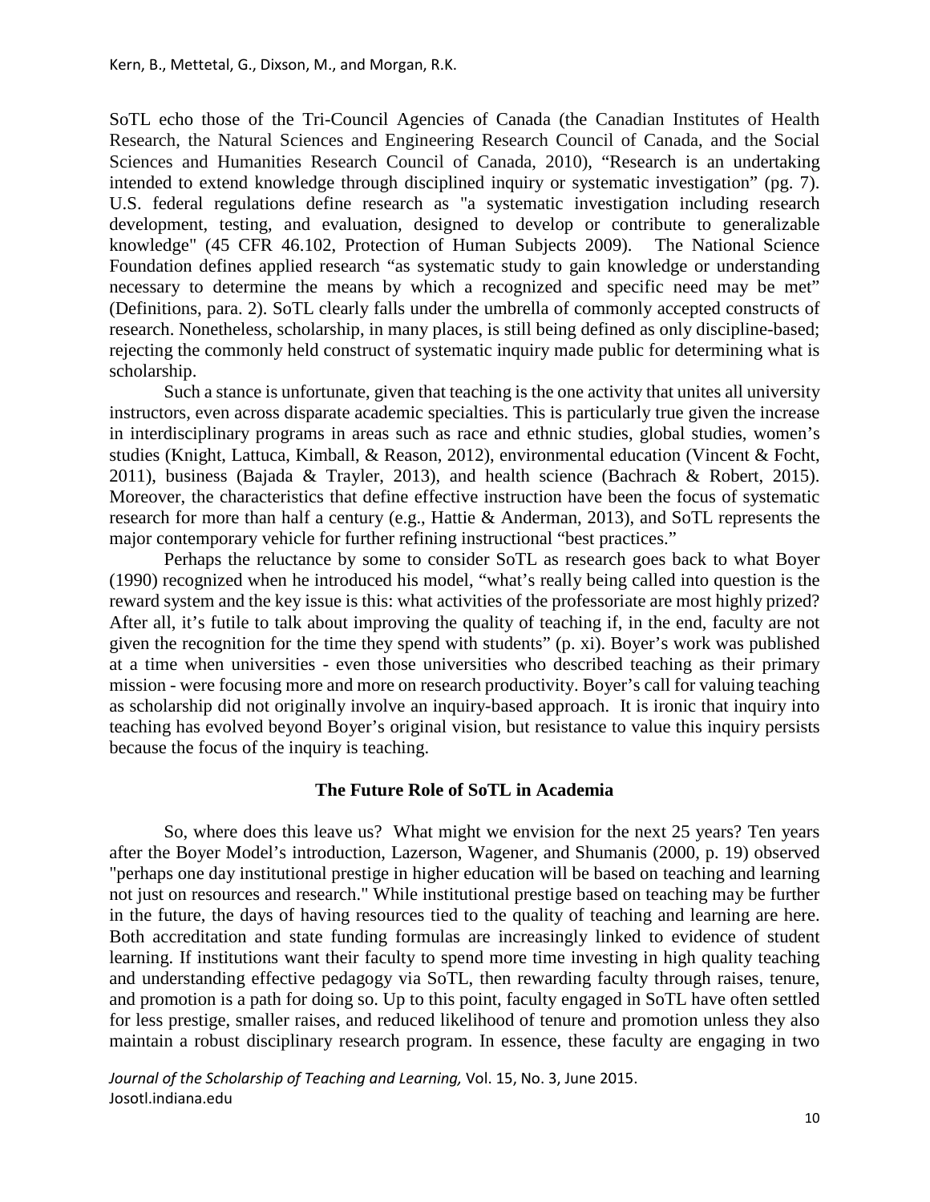SoTL echo those of the Tri-Council Agencies of Canada (the Canadian Institutes of Health Research, the Natural Sciences and Engineering Research Council of Canada, and the Social Sciences and Humanities Research Council of Canada, 2010), "Research is an undertaking intended to extend knowledge through disciplined inquiry or systematic investigation" (pg. 7). U.S. federal regulations define research as "a systematic investigation including research development, testing, and evaluation, designed to develop or contribute to generalizable knowledge" (45 CFR 46.102, Protection of Human Subjects 2009). The National Science Foundation defines applied research "as systematic study to gain knowledge or understanding necessary to determine the means by which a recognized and specific need may be met" (Definitions, para. 2). SoTL clearly falls under the umbrella of commonly accepted constructs of research. Nonetheless, scholarship, in many places, is still being defined as only discipline-based; rejecting the commonly held construct of systematic inquiry made public for determining what is scholarship.

Such a stance is unfortunate, given that teaching is the one activity that unites all university instructors, even across disparate academic specialties. This is particularly true given the increase in interdisciplinary programs in areas such as race and ethnic studies, global studies, women's studies (Knight, Lattuca, Kimball, & Reason, 2012), environmental education (Vincent & Focht, 2011), business (Bajada & Trayler, 2013), and health science (Bachrach & Robert, 2015). Moreover, the characteristics that define effective instruction have been the focus of systematic research for more than half a century (e.g., Hattie & Anderman, 2013), and SoTL represents the major contemporary vehicle for further refining instructional "best practices."

Perhaps the reluctance by some to consider SoTL as research goes back to what Boyer (1990) recognized when he introduced his model, "what's really being called into question is the reward system and the key issue is this: what activities of the professoriate are most highly prized? After all, it's futile to talk about improving the quality of teaching if, in the end, faculty are not given the recognition for the time they spend with students" (p. xi). Boyer's work was published at a time when universities - even those universities who described teaching as their primary mission - were focusing more and more on research productivity. Boyer's call for valuing teaching as scholarship did not originally involve an inquiry-based approach. It is ironic that inquiry into teaching has evolved beyond Boyer's original vision, but resistance to value this inquiry persists because the focus of the inquiry is teaching.

## The Future Role of SoTL in Academia

So, where does this leave us? What might we envision for the next 25 years? Ten years after the Boyer Model's introduction, Lazerson, Wagener, and Shumanis (2000, p. 19) observed "perhaps one day institutional prestige in higher education will be based on teaching and learning not just on resources and research." While institutional prestige based on teaching may be further in the future, the days of having resources tied to the quality of teaching and learning are here. Both accreditation and state funding formulas are increasingly linked to evidence of student learning. If institutions want their faculty to spend more time investing in high quality teaching and understanding effective pedagogy via SoTL, then rewarding faculty through raises, tenure, and promotion is a path for doing so. Up to this point, faculty engaged in SoTL have often settled for less prestige, smaller raises, and reduced likelihood of tenure and promotion unless they also maintain a robust disciplinary research program. In essence, these faculty are engaging in two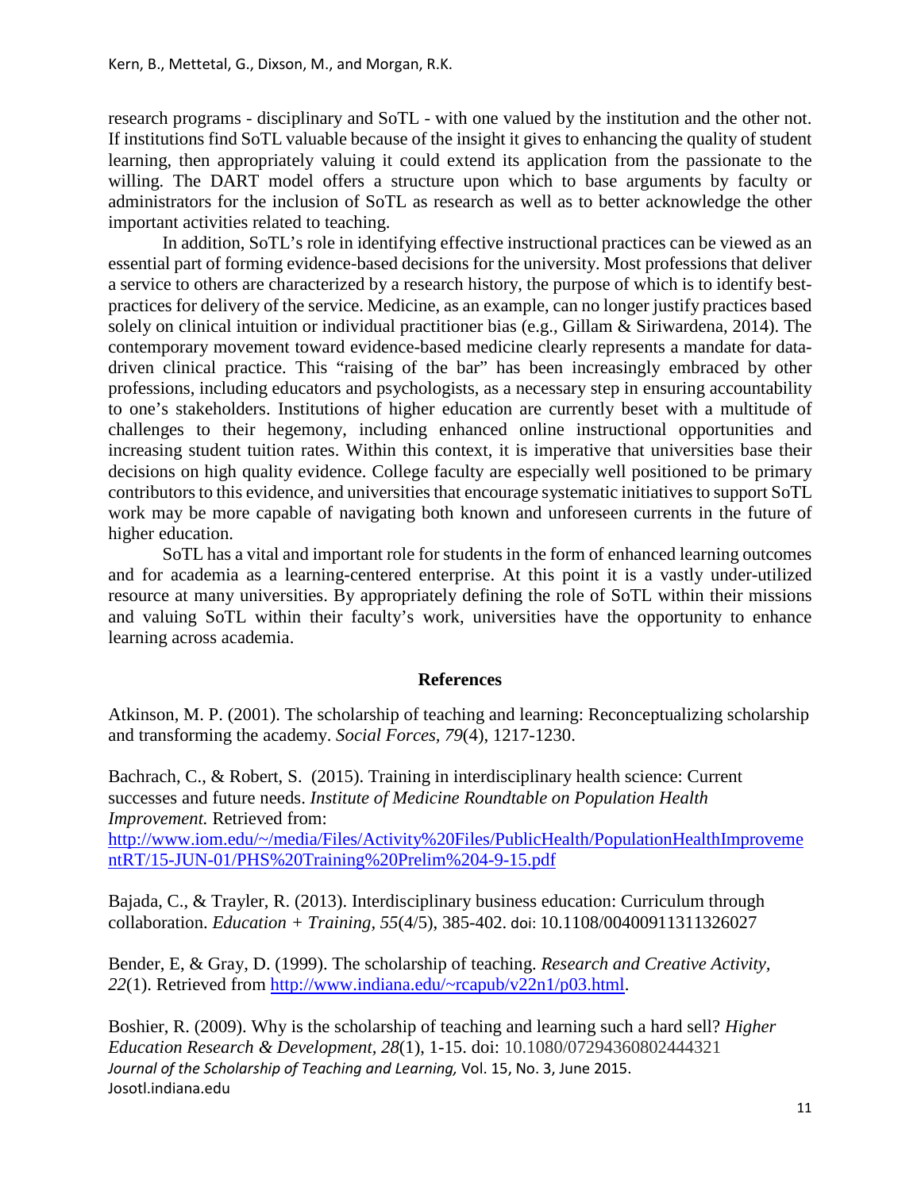research programs - disciplinary and SoTL - with one valued by the institution and the other not. If institutions find SoTL valuable because of the insight it gives to enhancing the quality of student learning, then appropriately valuing it could extend its application from the passionate to the willing. The DART model offers a structure upon which to base arguments by faculty or administrators for the inclusion of SoTL as research as well as to better acknowledge the other important activities related to teaching.

In addition, SoTL's role in identifying effective instructional practices can be viewed as an essential part of forming evidence-based decisions for the university. Most professions that deliver a service to others are characterized by a research history, the purpose of which is to identify best-practices for delivery of the service. Medicine, as an example, can no longer justify practices based solely on clinical intuition or individual practitioner bias (e.g., Gillam & Siriwardena, 2014). The contemporary movement toward evidence-based medicine clearly represents a mandate for data-driven clinical practice. This "raising of the bar" has been increasingly embraced by other professions, including educators and psychologists, as a necessary step in ensuring accountability to one's stakeholders. Institutions of higher education are currently beset with a multitude of challenges to their hegemony, including enhanced online instructional opportunities and increasing student tuition rates. Within this context, it is imperative that universities base their decisions on high quality evidence. College faculty are especially well positioned to be primary contributors to this evidence, and universities that encourage systematic initiatives to support SoTL work may be more capable of navigating both known and unforeseen currents in the future of higher education.

SoTL has a vital and important role for students in the form of enhanced learning outcomes and for academia as a learning-centered enterprise. At this point it is a vastly under-utilized resource at many universities. By appropriately defining the role of SoTL within their missions and valuing SoTL within their faculty's work, universities have the opportunity to enhance learning across academia.

## References

Atkinson, M. P. (2001). The scholarship of teaching and learning: Reconceptualizing scholarship and transforming the academy. *Social Forces*, *79*(4), 1217-1230.

Bachrach, C., & Robert, S. (2015). Training in interdisciplinary health science: Current successes and future needs. *Institute of Medicine Roundtable on Population Health Improvement.* Retrieved from: http://www.iom.edu/~/media/Files/Activity%20Files/PublicHealth/PopulationHealthImprovementRT/15-JUN-01/PHS%20Training%20Prelim%204-9-15.pdf

Bajada, C., & Trayler, R. (2013). Interdisciplinary business education: Curriculum through collaboration. *Education + Training*, *55*(4/5), 385-402. doi: 10.1108/00400911311326027

Bender, E, & Gray, D. (1999). The scholarship of teaching. *Research and Creative Activity*, *22*(1). Retrieved from http://www.indiana.edu/~rcapub/v22n1/p03.html.

Boshier, R. (2009). Why is the scholarship of teaching and learning such a hard sell? *Higher Education Research & Development*, *28*(1), 1-15. doi: 10.1080/07294360802444321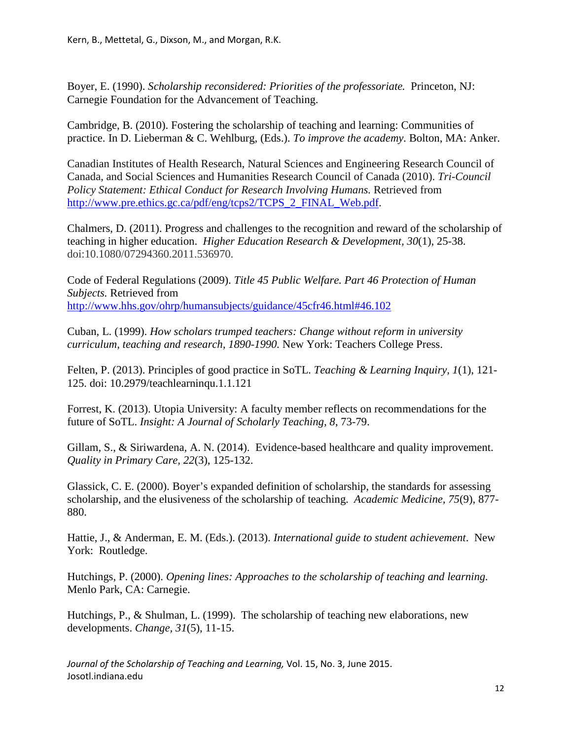Boyer, E. (1990). *Scholarship reconsidered: Priorities of the professoriate.* Princeton, NJ: Carnegie Foundation for the Advancement of Teaching.

Cambridge, B. (2010). Fostering the scholarship of teaching and learning: Communities of practice. In D. Lieberman & C. Wehlburg, (Eds.). *To improve the academy*. Bolton, MA: Anker.

Canadian Institutes of Health Research, Natural Sciences and Engineering Research Council of Canada, and Social Sciences and Humanities Research Council of Canada (2010). *Tri-Council Policy Statement: Ethical Conduct for Research Involving Humans.* Retrieved from http://www.pre.ethics.gc.ca/pdf/eng/tcps2/TCPS_2_FINAL_Web.pdf.

Chalmers, D. (2011). Progress and challenges to the recognition and reward of the scholarship of teaching in higher education. *Higher Education Research & Development, 30*(1), 25-38. doi:10.1080/07294360.2011.536970.

Code of Federal Regulations (2009). *Title 45 Public Welfare. Part 46 Protection of Human Subjects.* Retrieved from http://www.hhs.gov/ohrp/humansubjects/guidance/45cfr46.html#46.102

Cuban, L. (1999). *How scholars trumped teachers: Change without reform in university curriculum, teaching and research, 1890-1990.* New York: Teachers College Press.

Felten, P. (2013). Principles of good practice in SoTL. *Teaching & Learning Inquiry, 1*(1), 121-125. doi: 10.2979/teachlearninqu.1.1.121

Forrest, K. (2013). Utopia University: A faculty member reflects on recommendations for the future of SoTL. *Insight: A Journal of Scholarly Teaching, 8*, 73-79.

Gillam, S., & Siriwardena, A. N. (2014). Evidence-based healthcare and quality improvement. *Quality in Primary Care, 22*(3), 125-132.

Glassick, C. E. (2000). Boyer's expanded definition of scholarship, the standards for assessing scholarship, and the elusiveness of the scholarship of teaching. *Academic Medicine, 75*(9), 877-880.

Hattie, J., & Anderman, E. M. (Eds.). (2013). *International guide to student achievement*. New York: Routledge.

Hutchings, P. (2000). *Opening lines: Approaches to the scholarship of teaching and learning.* Menlo Park, CA: Carnegie.

Hutchings, P., & Shulman, L. (1999). The scholarship of teaching new elaborations, new developments. *Change, 31*(5), 11-15.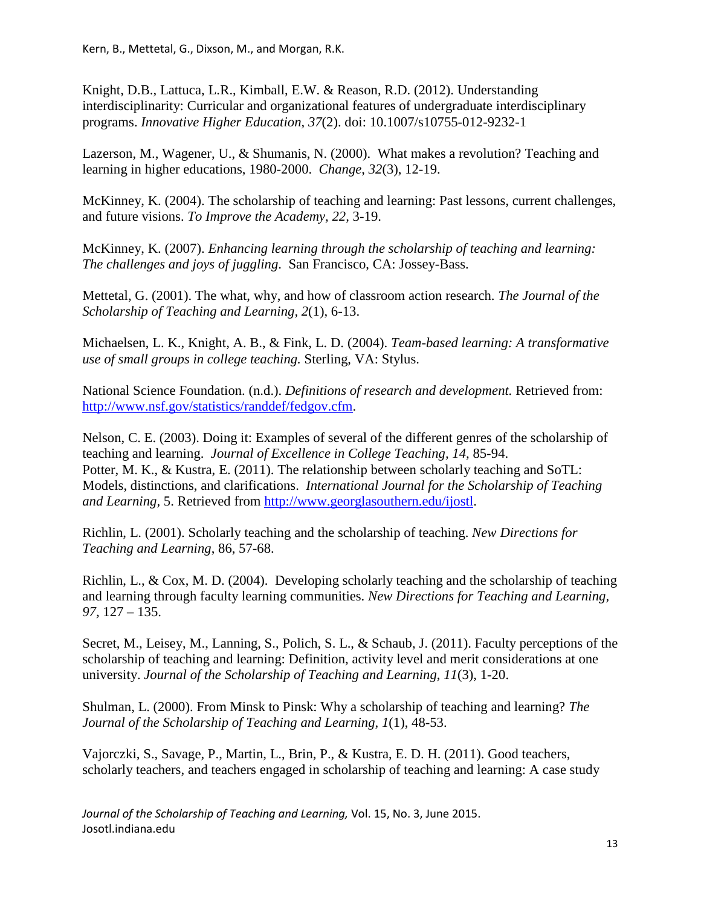Knight, D.B., Lattuca, L.R., Kimball, E.W. & Reason, R.D. (2012). Understanding interdisciplinarity: Curricular and organizational features of undergraduate interdisciplinary programs. *Innovative Higher Education*, *37*(2). doi: 10.1007/s10755-012-9232-1

Lazerson, M., Wagener, U., & Shumanis, N. (2000). What makes a revolution? Teaching and learning in higher educations, 1980-2000. *Change*, *32*(3), 12-19.

McKinney, K. (2004). The scholarship of teaching and learning: Past lessons, current challenges, and future visions. *To Improve the Academy, 22*, 3-19.

McKinney, K. (2007). *Enhancing learning through the scholarship of teaching and learning: The challenges and joys of juggling*. San Francisco, CA: Jossey-Bass.

Mettetal, G. (2001). The what, why, and how of classroom action research. *The Journal of the Scholarship of Teaching and Learning, 2*(1), 6-13.

Michaelsen, L. K., Knight, A. B., & Fink, L. D. (2004). *Team-based learning: A transformative use of small groups in college teaching.* Sterling, VA: Stylus.

National Science Foundation. (n.d.). *Definitions of research and development.* Retrieved from: http://www.nsf.gov/statistics/randdef/fedgov.cfm.

Nelson, C. E. (2003). Doing it: Examples of several of the different genres of the scholarship of teaching and learning. *Journal of Excellence in College Teaching*, *14,* 85-94.

Potter, M. K., & Kustra, E. (2011). The relationship between scholarly teaching and SoTL: Models, distinctions, and clarifications. *International Journal for the Scholarship of Teaching and Learning,* 5. Retrieved from http://www.georglasouthern.edu/ijostl.

Richlin, L. (2001). Scholarly teaching and the scholarship of teaching. *New Directions for Teaching and Learning*, 86, 57-68.

Richlin, L., & Cox, M. D. (2004). Developing scholarly teaching and the scholarship of teaching and learning through faculty learning communities. *New Directions for Teaching and Learning, 97,* 127 – 135.

Secret, M., Leisey, M., Lanning, S., Polich, S. L., & Schaub, J. (2011). Faculty perceptions of the scholarship of teaching and learning: Definition, activity level and merit considerations at one university. *Journal of the Scholarship of Teaching and Learning*, *11*(3), 1-20.

Shulman, L. (2000). From Minsk to Pinsk: Why a scholarship of teaching and learning? *The Journal of the Scholarship of Teaching and Learning*, *1*(1), 48-53.

Vajorczki, S., Savage, P., Martin, L., Brin, P., & Kustra, E. D. H. (2011). Good teachers, scholarly teachers, and teachers engaged in scholarship of teaching and learning: A case study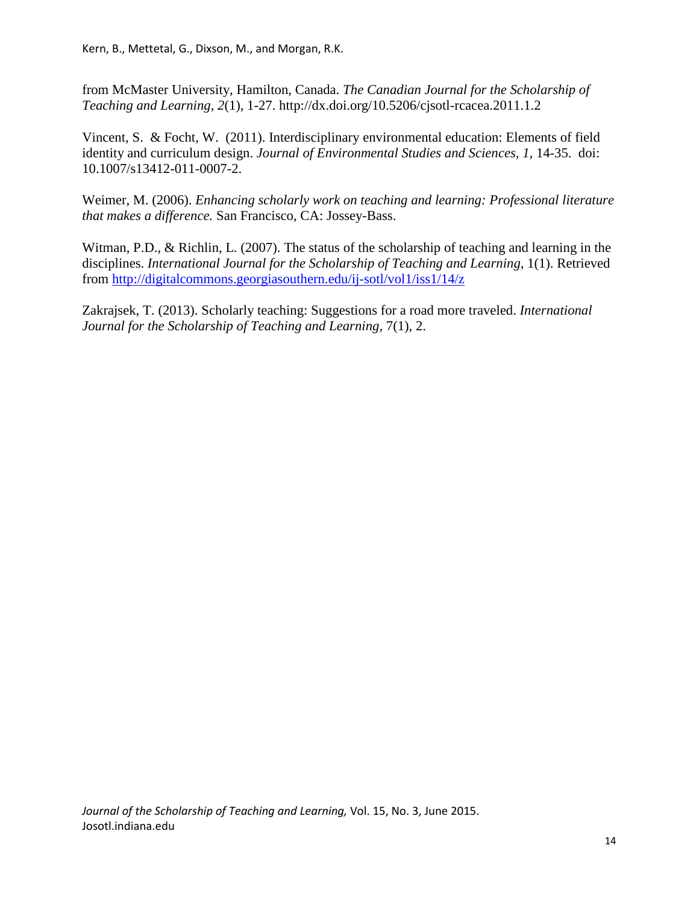from McMaster University, Hamilton, Canada. *The Canadian Journal for the Scholarship of Teaching and Learning*, *2*(1), 1-27. http://dx.doi.org/10.5206/cjsotl-rcacea.2011.1.2

Vincent, S. & Focht, W. (2011). Interdisciplinary environmental education: Elements of field identity and curriculum design. *Journal of Environmental Studies and Sciences*, *1*, 14-35. doi: 10.1007/s13412-011-0007-2.

Weimer, M. (2006). *Enhancing scholarly work on teaching and learning: Professional literature that makes a difference.* San Francisco, CA: Jossey-Bass.

Witman, P.D., & Richlin, L. (2007). The status of the scholarship of teaching and learning in the disciplines. *International Journal for the Scholarship of Teaching and Learning*, 1(1). Retrieved from http://digitalcommons.georgiasouthern.edu/ij-sotl/vol1/iss1/14/z

Zakrajsek, T. (2013). Scholarly teaching: Suggestions for a road more traveled. *International Journal for the Scholarship of Teaching and Learning*, 7(1), 2.